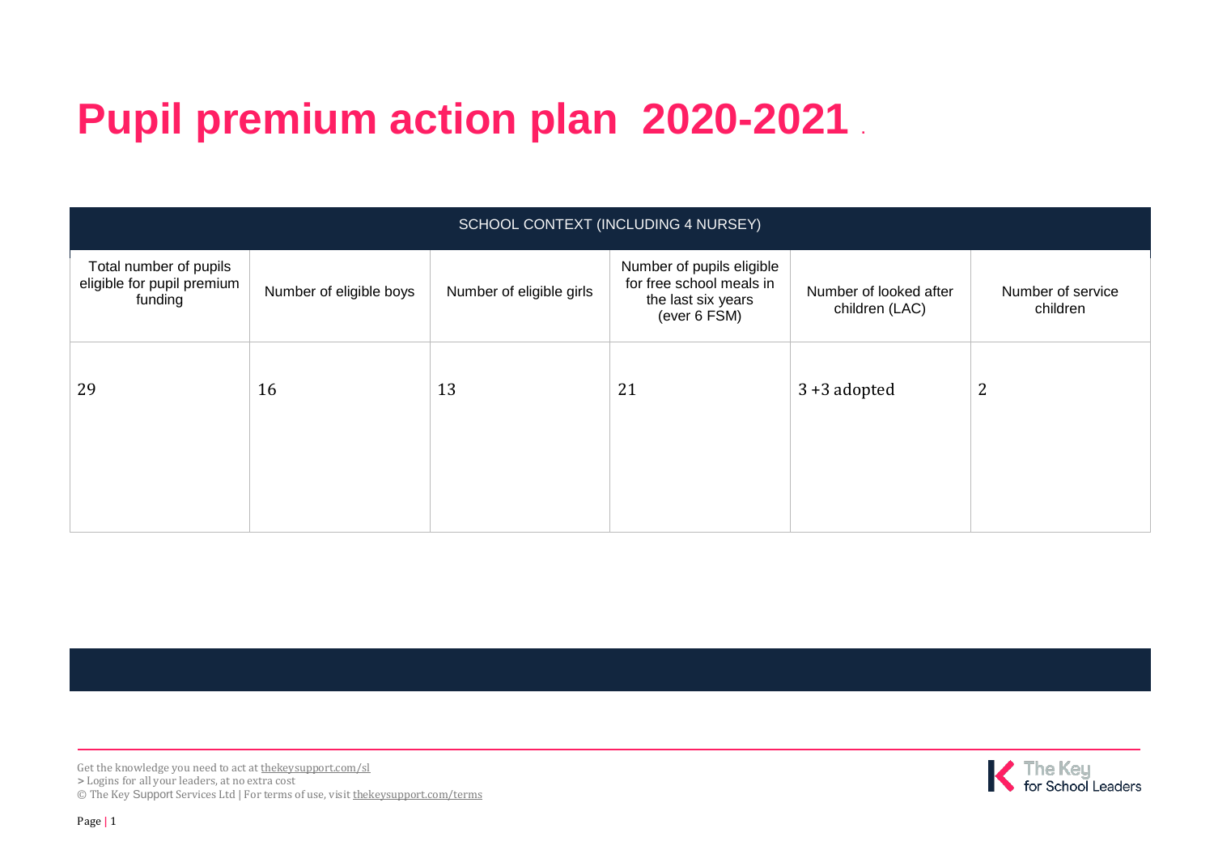# Pupil premium action plan 2020-2021

| SCHOOL CONTEXT (INCLUDING 4 NURSEY) | | | | | |
|---|---|---|---|---|---|
| Total number of pupils eligible for pupil premium funding | Number of eligible boys | Number of eligible girls | Number of pupils eligible for free school meals in the last six years (ever 6 FSM) | Number of looked after children (LAC) | Number of service children |
| 29 | 16 | 13 | 21 | 3 +3 adopted | 2 |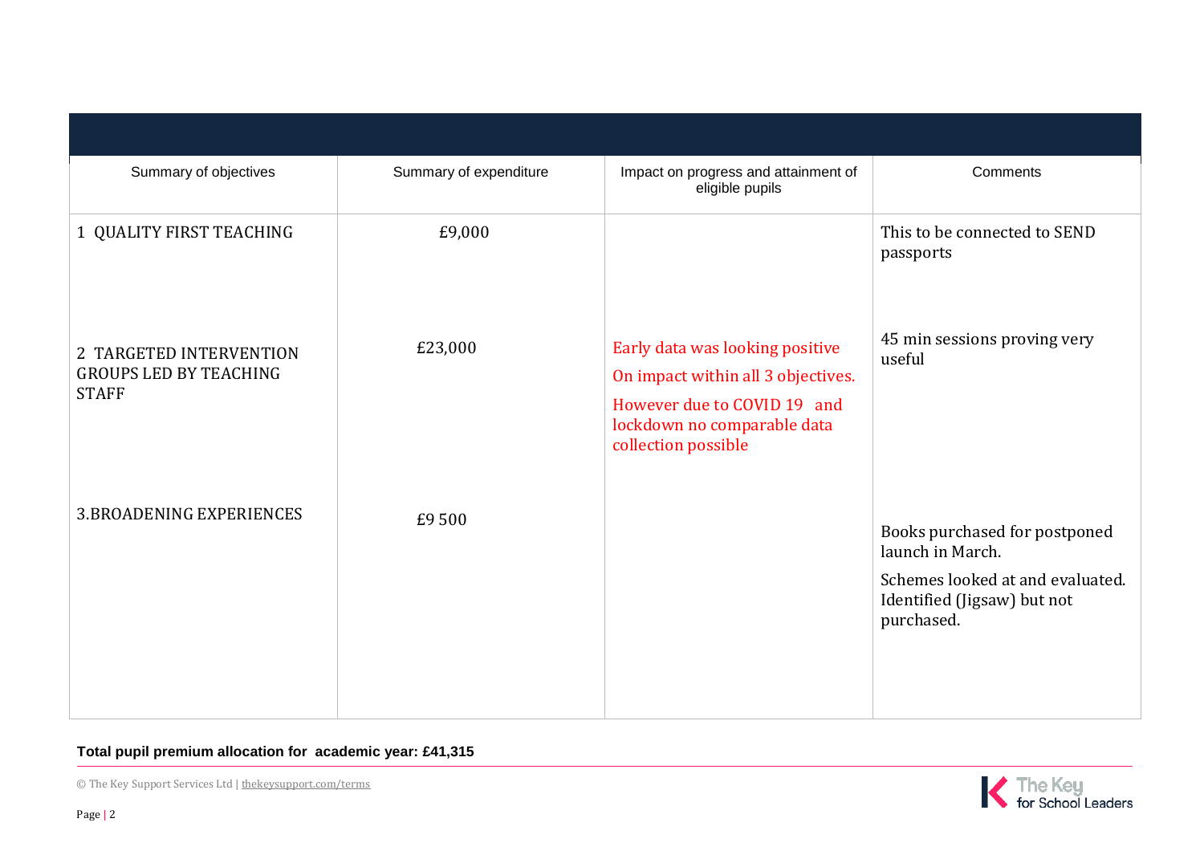| Summary of objectives | Summary of expenditure | Impact on progress and attainment of eligible pupils | Comments |
|---|---|---|---|
| 1 QUALITY FIRST TEACHING | £9,000 | | This to be connected to SEND passports |
| 2 TARGETED INTERVENTION GROUPS LED BY TEACHING STAFF | £23,000 | Early data was looking positive On impact within all 3 objectives. However due to COVID 19 and lockdown no comparable data collection possible | 45 min sessions proving very useful |
| 3.BROADENING EXPERIENCES | £9 500 | | Books purchased for postponed launch in March. Schemes looked at and evaluated. Identified (Jigsaw) but not purchased. |

**Total pupil premium allocation for academic year: £41,315**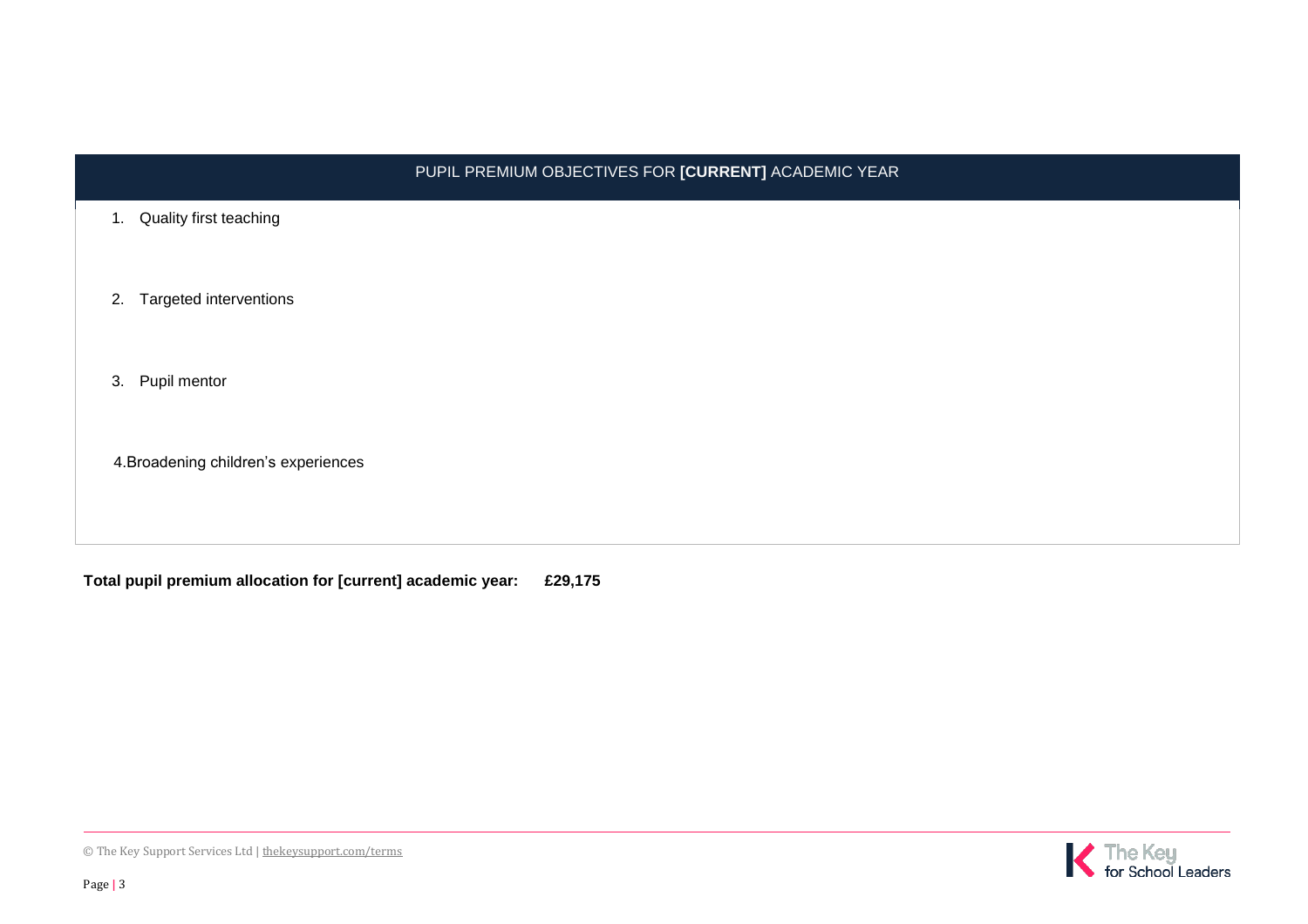| PUPIL PREMIUM OBJECTIVES FOR **[CURRENT]** ACADEMIC YEAR |
| --- |
| 1. Quality first teaching<br><br>2. Targeted interventions<br><br>3. Pupil mentor<br><br>4.Broadening children's experiences |

**Total pupil premium allocation for [current] academic year: £29,175**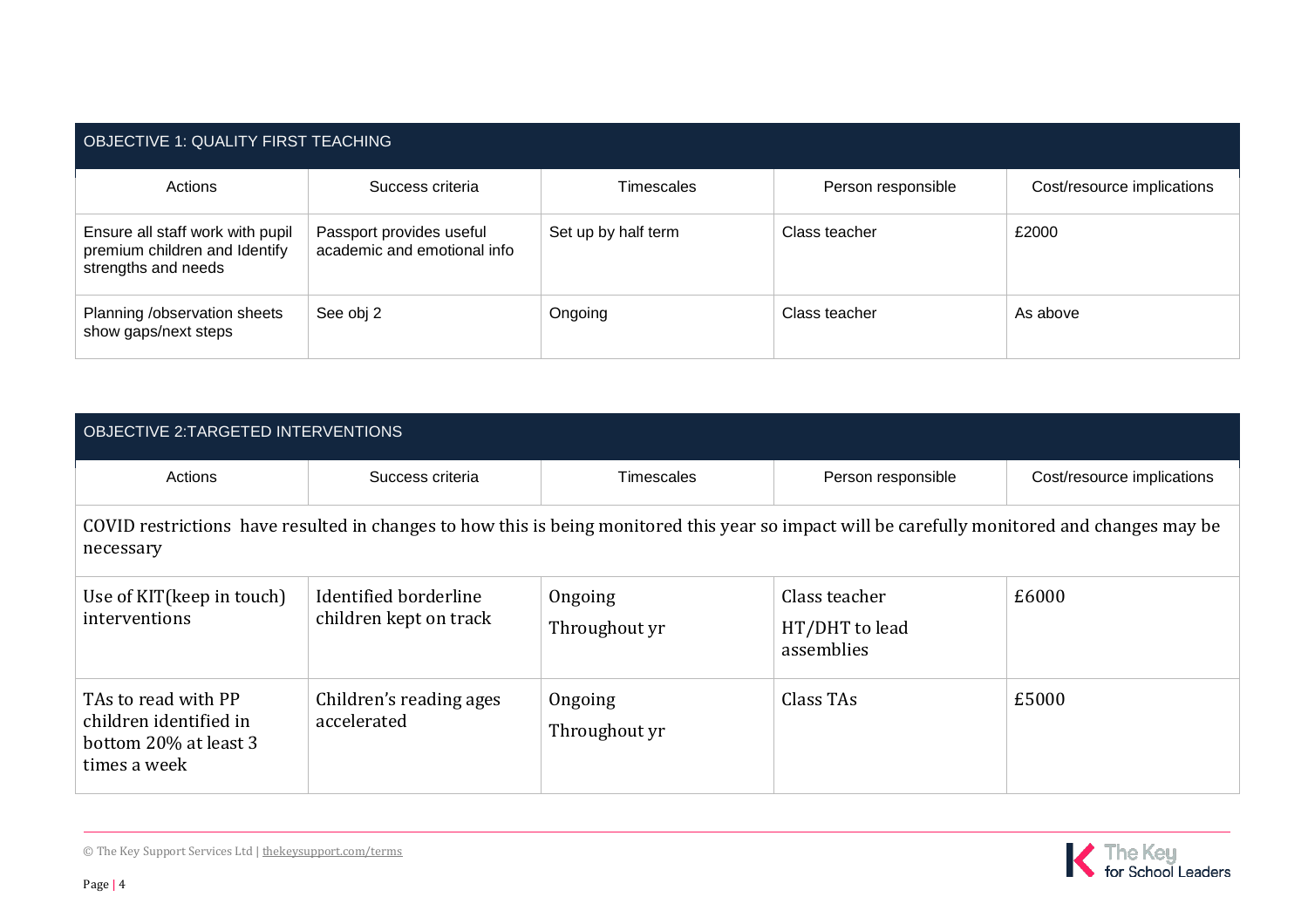| OBJECTIVE 1: QUALITY FIRST TEACHING | | | | |
|---|---|---|---|---|
| Actions | Success criteria | Timescales | Person responsible | Cost/resource implications |
| Ensure all staff work with pupil premium children and Identify strengths and needs | Passport provides useful academic and emotional info | Set up by half term | Class teacher | £2000 |
| Planning /observation sheets show gaps/next steps | See obj 2 | Ongoing | Class teacher | As above |

| OBJECTIVE 2:TARGETED INTERVENTIONS | | | | |
|---|---|---|---|---|
| Actions | Success criteria | Timescales | Person responsible | Cost/resource implications |
| COVID restrictions have resulted in changes to how this is being monitored this year so impact will be carefully monitored and changes may be necessary | | | | |
| Use of KIT(keep in touch) interventions | Identified borderline children kept on track | Ongoing<br>Throughout yr | Class teacher<br>HT/DHT to lead assemblies | £6000 |
| TAs to read with PP children identified in bottom 20% at least 3 times a week | Children's reading ages accelerated | Ongoing<br>Throughout yr | Class TAs | £5000 |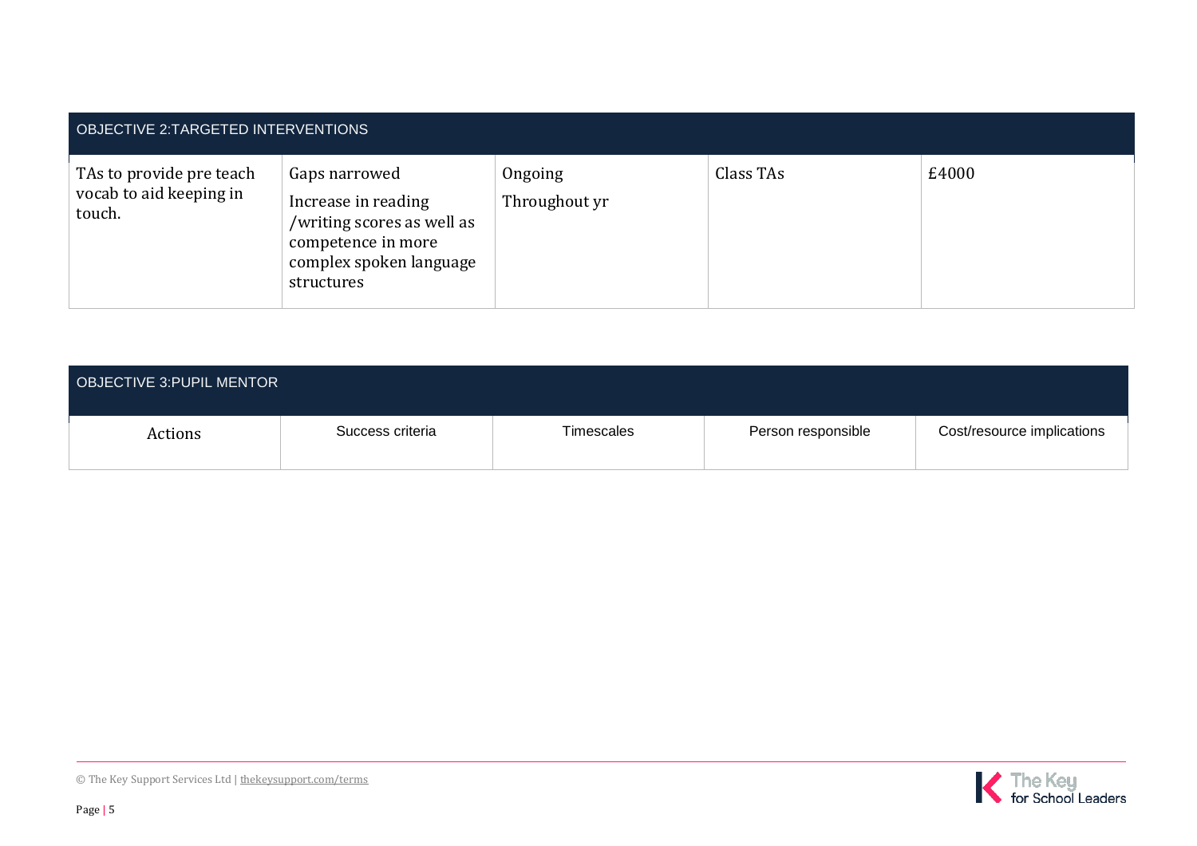| OBJECTIVE 2:TARGETED INTERVENTIONS | | | | |
|---|---|---|---|---|
| TAs to provide pre teach vocab to aid keeping in touch. | Gaps narrowed<br><br>Increase in reading /writing scores as well as competence in more complex spoken language structures | Ongoing<br><br>Throughout yr | Class TAs | £4000 |

| OBJECTIVE 3:PUPIL MENTOR | | | | |
|---|---|---|---|---|
| Actions | Success criteria | Timescales | Person responsible | Cost/resource implications |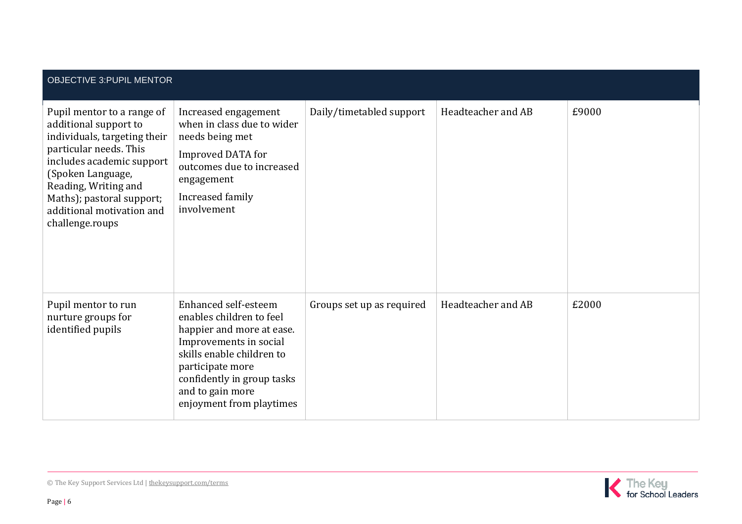| OBJECTIVE 3:PUPIL MENTOR | | | | |
|---|---|---|---|---|
| Pupil mentor to a range of additional support to individuals, targeting their particular needs. This includes academic support (Spoken Language, Reading, Writing and Maths); pastoral support; additional motivation and challenge.roups | Increased engagement when in class due to wider needs being met<br><br>Improved DATA for outcomes due to increased engagement<br><br>Increased family involvement | Daily/timetabled support | Headteacher and AB | £9000 |
| Pupil mentor to run nurture groups for identified pupils | Enhanced self-esteem enables children to feel happier and more at ease. Improvements in social skills enable children to participate more confidently in group tasks and to gain more enjoyment from playtimes | Groups set up as required | Headteacher and AB | £2000 |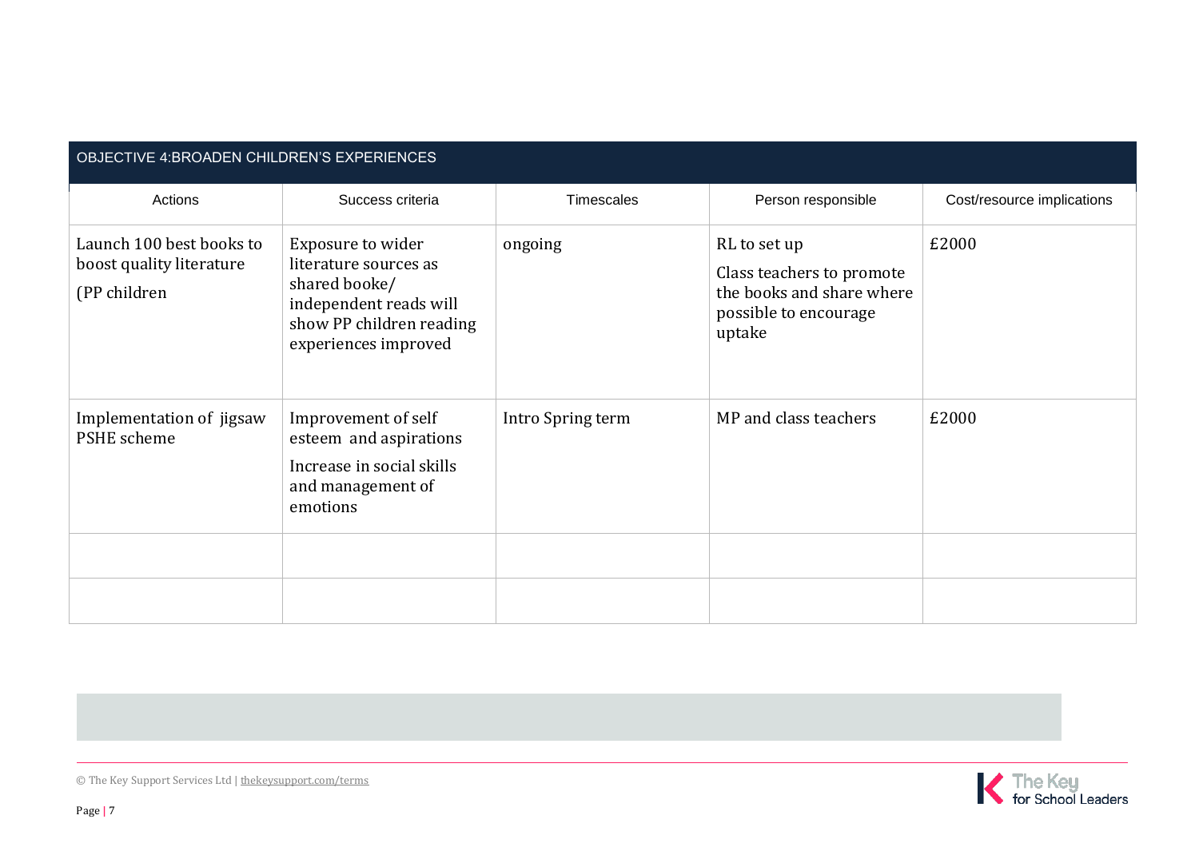| OBJECTIVE 4:BROADEN CHILDREN'S EXPERIENCES | | | | |
|---|---|---|---|---|
| Actions | Success criteria | Timescales | Person responsible | Cost/resource implications |
| Launch 100 best books to boost quality literature (PP children | Exposure to wider literature sources as shared booke/ independent reads will show PP children reading experiences improved | ongoing | RL to set up<br>Class teachers to promote the books and share where possible to encourage uptake | £2000 |
| Implementation of jigsaw PSHE scheme | Improvement of self esteem and aspirations<br>Increase in social skills and management of emotions | Intro Spring term | MP and class teachers | £2000 |
| | | | | |
| | | | | |

© The Key Support Services Ltd | thekeysupport.com/terms